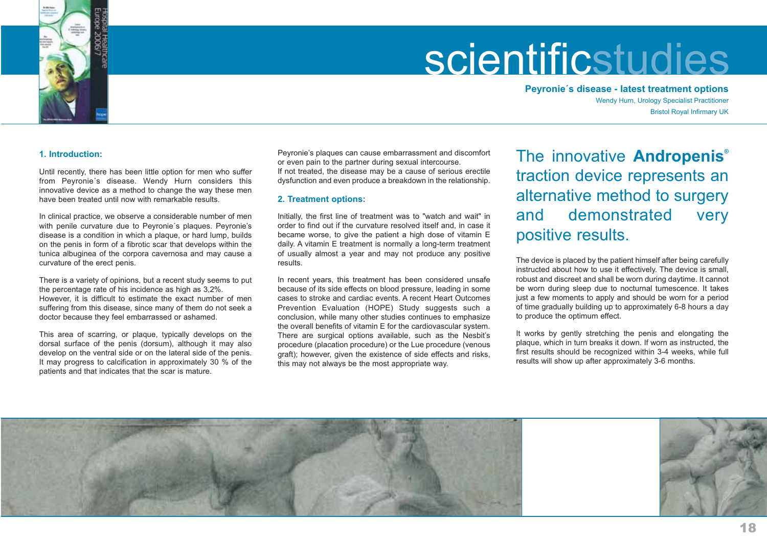# scientificstudies

## Peyronie´s disease - latest treatment options

Wendy Hurn, Urology Specialist Practitioner

Bristol Royal Infirmary UK

### 1. Introduction:

Until recently, there has been little option for men who suffer from Peyronie´s disease. Wendy Hurn considers this innovative device as a method to change the way these men have been treated until now with remarkable results.

In clinical practice, we observe a considerable number of men with penile curvature due to Peyronie´s plaques. Peyronie's disease is a condition in which a plaque, or hard lump, builds on the penis in form of a fibrotic scar that develops within the tunica albuginea of the corpora cavernosa and may cause a curvature of the erect penis.

There is a variety of opinions, but a recent study seems to put the percentage rate of his incidence as high as 3,2%.
However, it is difficult to estimate the exact number of men suffering from this disease, since many of them do not seek a doctor because they feel embarrassed or ashamed.

This area of scarring, or plaque, typically develops on the dorsal surface of the penis (dorsum), although it may also develop on the ventral side or on the lateral side of the penis. It may progress to calcification in approximately 30 % of the patients and that indicates that the scar is mature.

Peyronie's plaques can cause embarrassment and discomfort or even pain to the partner during sexual intercourse.
If not treated, the disease may be a cause of serious erectile dysfunction and even produce a breakdown in the relationship.

### 2. Treatment options:

Initially, the first line of treatment was to "watch and wait" in order to find out if the curvature resolved itself and, in case it became worse, to give the patient a high dose of vitamin E daily. A vitamin E treatment is normally a long-term treatment of usually almost a year and may not produce any positive results.

In recent years, this treatment has been considered unsafe because of its side effects on blood pressure, leading in some cases to stroke and cardiac events. A recent Heart Outcomes Prevention Evaluation (HOPE) Study suggests such a conclusion, while many other studies continues to emphasize the overall benefits of vitamin E for the cardiovascular system.
There are surgical options available, such as the Nesbit's procedure (placation procedure) or the Lue procedure (venous graft); however, given the existence of side effects and risks, this may not always be the most appropriate way.

> The innovative **Andropenis**® traction device represents an alternative method to surgery and demonstrated very positive results.

The device is placed by the patient himself after being carefully instructed about how to use it effectively. The device is small, robust and discreet and shall be worn during daytime. It cannot be worn during sleep due to nocturnal tumescence. It takes just a few moments to apply and should be worn for a period of time gradually building up to approximately 6-8 hours a day to produce the optimum effect.

It works by gently stretching the penis and elongating the plaque, which in turn breaks it down. If worn as instructed, the first results should be recognized within 3-4 weeks, while full results will show up after approximately 3-6 months.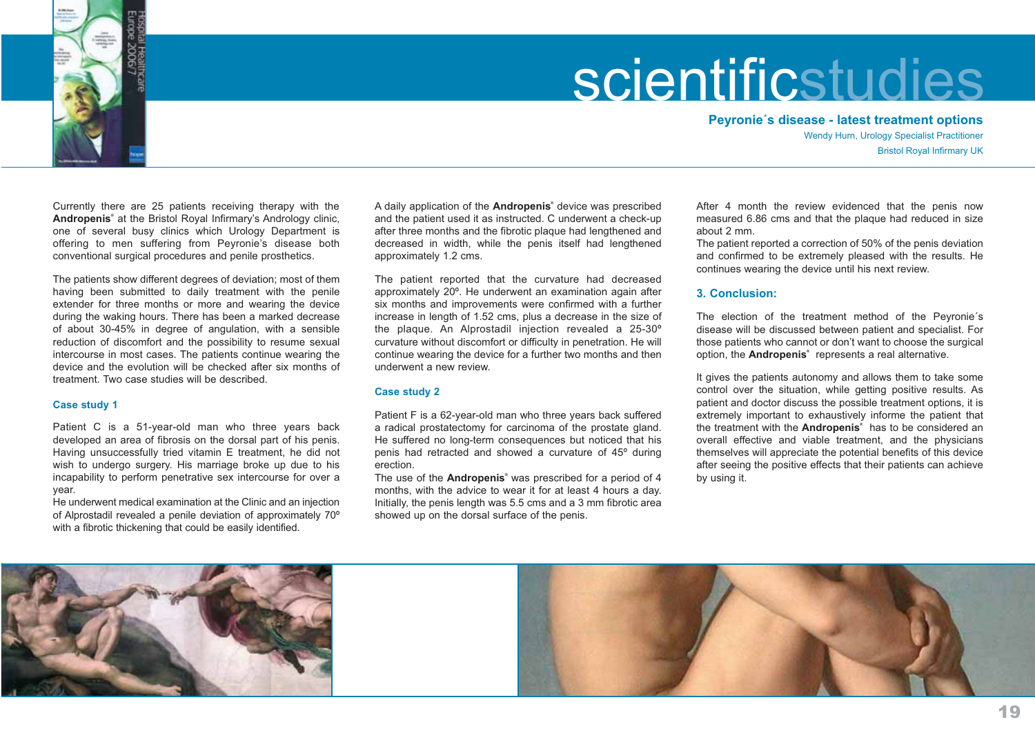# scientificstudies

## Peyronie´s disease - latest treatment options

Wendy Hurn, Urology Specialist Practitioner
Bristol Royal Infirmary UK

Currently there are 25 patients receiving therapy with the **Andropenis**® at the Bristol Royal Infirmary's Andrology clinic, one of several busy clinics which Urology Department is offering to men suffering from Peyronie's disease both conventional surgical procedures and penile prosthetics.

The patients show different degrees of deviation; most of them having been submitted to daily treatment with the penile extender for three months or more and wearing the device during the waking hours. There has been a marked decrease of about 30-45% in degree of angulation, with a sensible reduction of discomfort and the possibility to resume sexual intercourse in most cases. The patients continue wearing the device and the evolution will be checked after six months of treatment. Two case studies will be described.

### Case study 1

Patient C is a 51-year-old man who three years back developed an area of fibrosis on the dorsal part of his penis. Having unsuccessfully tried vitamin E treatment, he did not wish to undergo surgery. His marriage broke up due to his incapability to perform penetrative sex intercourse for over a year.
He underwent medical examination at the Clinic and an injection of Alprostadil revealed a penile deviation of approximately 70º with a fibrotic thickening that could be easily identified.

A daily application of the **Andropenis**® device was prescribed and the patient used it as instructed. C underwent a check-up after three months and the fibrotic plaque had lengthened and decreased in width, while the penis itself had lengthened approximately 1.2 cms.

The patient reported that the curvature had decreased approximately 20º. He underwent an examination again after six months and improvements were confirmed with a further increase in length of 1.52 cms, plus a decrease in the size of the plaque. An Alprostadil injection revealed a 25-30º curvature without discomfort or difficulty in penetration. He will continue wearing the device for a further two months and then underwent a new review.

### Case study 2

Patient F is a 62-year-old man who three years back suffered a radical prostatectomy for carcinoma of the prostate gland. He suffered no long-term consequences but noticed that his penis had retracted and showed a curvature of 45º during erection.
The use of the **Andropenis**® was prescribed for a period of 4 months, with the advice to wear it for at least 4 hours a day. Initially, the penis length was 5.5 cms and a 3 mm fibrotic area showed up on the dorsal surface of the penis.

After 4 month the review evidenced that the penis now measured 6.86 cms and that the plaque had reduced in size about 2 mm.
The patient reported a correction of 50% of the penis deviation and confirmed to be extremely pleased with the results. He continues wearing the device until his next review.

### 3. Conclusion:

The election of the treatment method of the Peyronie´s disease will be discussed between patient and specialist. For those patients who cannot or don't want to choose the surgical option, the **Andropenis**® represents a real alternative.

It gives the patients autonomy and allows them to take some control over the situation, while getting positive results. As patient and doctor discuss the possible treatment options, it is extremely important to exhaustively informe the patient that the treatment with the **Andropenis**® has to be considered an overall effective and viable treatment, and the physicians themselves will appreciate the potential benefits of this device after seeing the positive effects that their patients can achieve by using it.